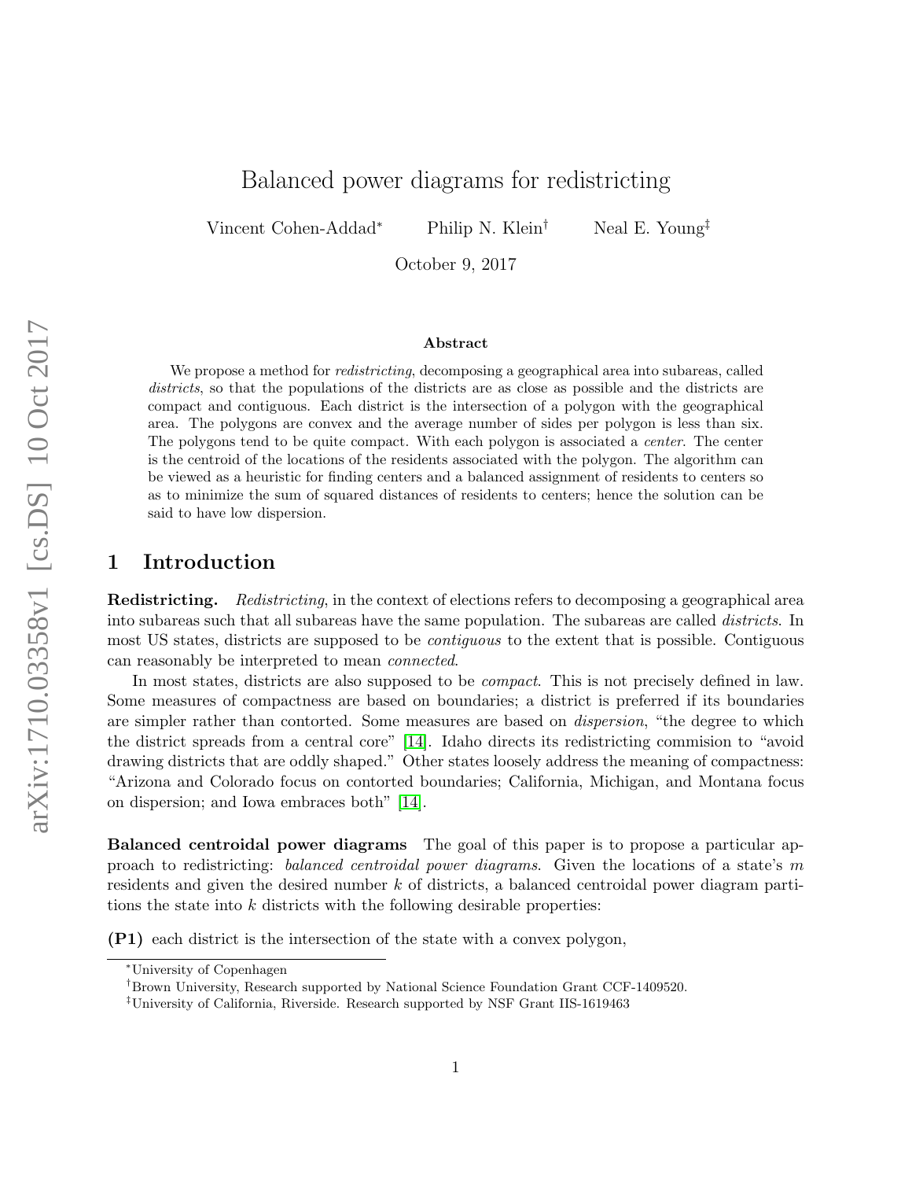# Balanced power diagrams for redistricting

Vincent Cohen-Addad[*] Philip N. Klein[†] Neal E. Young[‡]

October 9, 2017

### Abstract

We propose a method for *redistricting*, decomposing a geographical area into subareas, called *districts*, so that the populations of the districts are as close as possible and the districts are compact and contiguous. Each district is the intersection of a polygon with the geographical area. The polygons are convex and the average number of sides per polygon is less than six. The polygons tend to be quite compact. With each polygon is associated a *center*. The center is the centroid of the locations of the residents associated with the polygon. The algorithm can be viewed as a heuristic for finding centers and a balanced assignment of residents to centers so as to minimize the sum of squared distances of residents to centers; hence the solution can be said to have low dispersion.

## 1 Introduction

**Redistricting.** *Redistricting*, in the context of elections refers to decomposing a geographical area into subareas such that all subareas have the same population. The subareas are called *districts*. In most US states, districts are supposed to be *contiguous* to the extent that is possible. Contiguous can reasonably be interpreted to mean *connected*.

In most states, districts are also supposed to be *compact*. This is not precisely defined in law. Some measures of compactness are based on boundaries; a district is preferred if its boundaries are simpler rather than contorted. Some measures are based on *dispersion*, "the degree to which the district spreads from a central core" [14]. Idaho directs its redistricting commision to "avoid drawing districts that are oddly shaped." Other states loosely address the meaning of compactness: "Arizona and Colorado focus on contorted boundaries; California, Michigan, and Montana focus on dispersion; and Iowa embraces both" [14].

**Balanced centroidal power diagrams** The goal of this paper is to propose a particular approach to redistricting: *balanced centroidal power diagrams*. Given the locations of a state's $m$ residents and given the desired number $k$ of districts, a balanced centroidal power diagram partitions the state into $k$ districts with the following desirable properties:

**(P1)** each district is the intersection of the state with a convex polygon,

---

[*] University of Copenhagen

[†] Brown University, Research supported by National Science Foundation Grant CCF-1409520.

[‡] University of California, Riverside. Research supported by NSF Grant IIS-1619463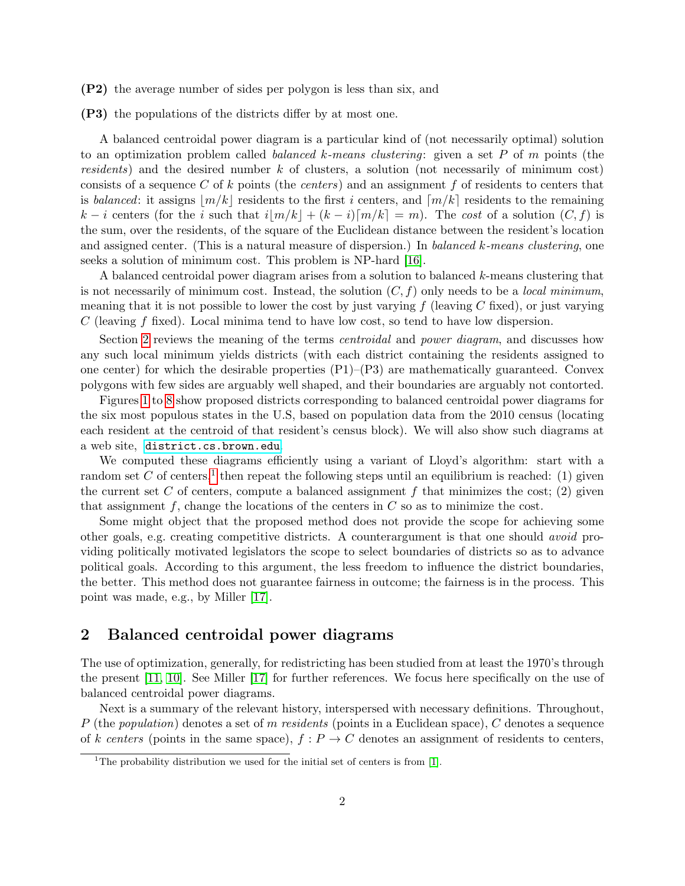**(P2)** the average number of sides per polygon is less than six, and

**(P3)** the populations of the districts differ by at most one.

A balanced centroidal power diagram is a particular kind of (not necessarily optimal) solution to an optimization problem called *balanced k-means clustering*: given a set $P$ of $m$ points (the *residents*) and the desired number $k$ of clusters, a solution (not necessarily of minimum cost) consists of a sequence $C$ of $k$ points (the *centers*) and an assignment $f$ of residents to centers that is *balanced*: it assigns $\lfloor m/k \rfloor$ residents to the first $i$ centers, and $\lceil m/k \rceil$ residents to the remaining $k-i$ centers (for the $i$ such that $i\lfloor m/k \rfloor + (k-i)\lceil m/k \rceil = m$). The *cost* of a solution $(C, f)$ is the sum, over the residents, of the square of the Euclidean distance between the resident's location and assigned center. (This is a natural measure of dispersion.) In *balanced k-means clustering*, one seeks a solution of minimum cost. This problem is NP-hard [16].

A balanced centroidal power diagram arises from a solution to balanced $k$-means clustering that is not necessarily of minimum cost. Instead, the solution $(C, f)$ only needs to be a *local minimum*, meaning that it is not possible to lower the cost by just varying $f$ (leaving $C$ fixed), or just varying $C$ (leaving $f$ fixed). Local minima tend to have low cost, so tend to have low dispersion.

Section 2 reviews the meaning of the terms *centroidal* and *power diagram*, and discusses how any such local minimum yields districts (with each district containing the residents assigned to one center) for which the desirable properties (P1)–(P3) are mathematically guaranteed. Convex polygons with few sides are arguably well shaped, and their boundaries are arguably not contorted.

Figures 1 to 8 show proposed districts corresponding to balanced centroidal power diagrams for the six most populous states in the U.S, based on population data from the 2010 census (locating each resident at the centroid of that resident's census block). We will also show such diagrams at a web site, district.cs.brown.edu.

We computed these diagrams efficiently using a variant of Lloyd's algorithm: start with a random set $C$ of centers,[1] then repeat the following steps until an equilibrium is reached: (1) given the current set $C$ of centers, compute a balanced assignment $f$ that minimizes the cost; (2) given that assignment $f$, change the locations of the centers in $C$ so as to minimize the cost.

Some might object that the proposed method does not provide the scope for achieving some other goals, e.g. creating competitive districts. A counterargument is that one should *avoid* providing politically motivated legislators the scope to select boundaries of districts so as to advance political goals. According to this argument, the less freedom to influence the district boundaries, the better. This method does not guarantee fairness in outcome; the fairness is in the process. This point was made, e.g., by Miller [17].

## 2 Balanced centroidal power diagrams

The use of optimization, generally, for redistricting has been studied from at least the 1970's through the present [11, 10]. See Miller [17] for further references. We focus here specifically on the use of balanced centroidal power diagrams.

Next is a summary of the relevant history, interspersed with necessary definitions. Throughout, $P$ (the *population*) denotes a set of $m$ *residents* (points in a Euclidean space), $C$ denotes a sequence of $k$ *centers* (points in the same space), $f : P \to C$ denotes an assignment of residents to centers,

[1] The probability distribution we used for the initial set of centers is from [1].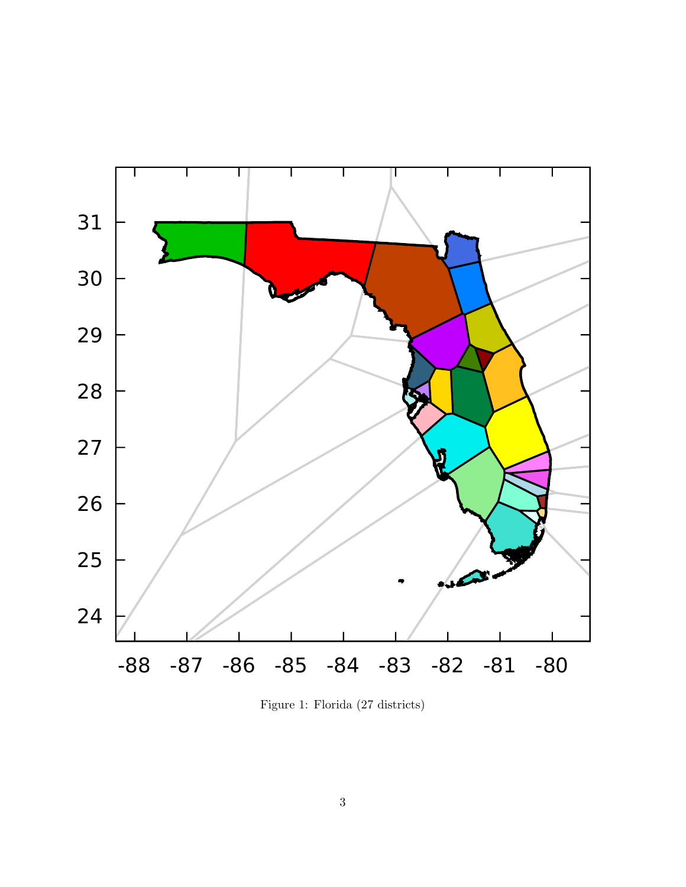Figure 1: Florida (27 districts)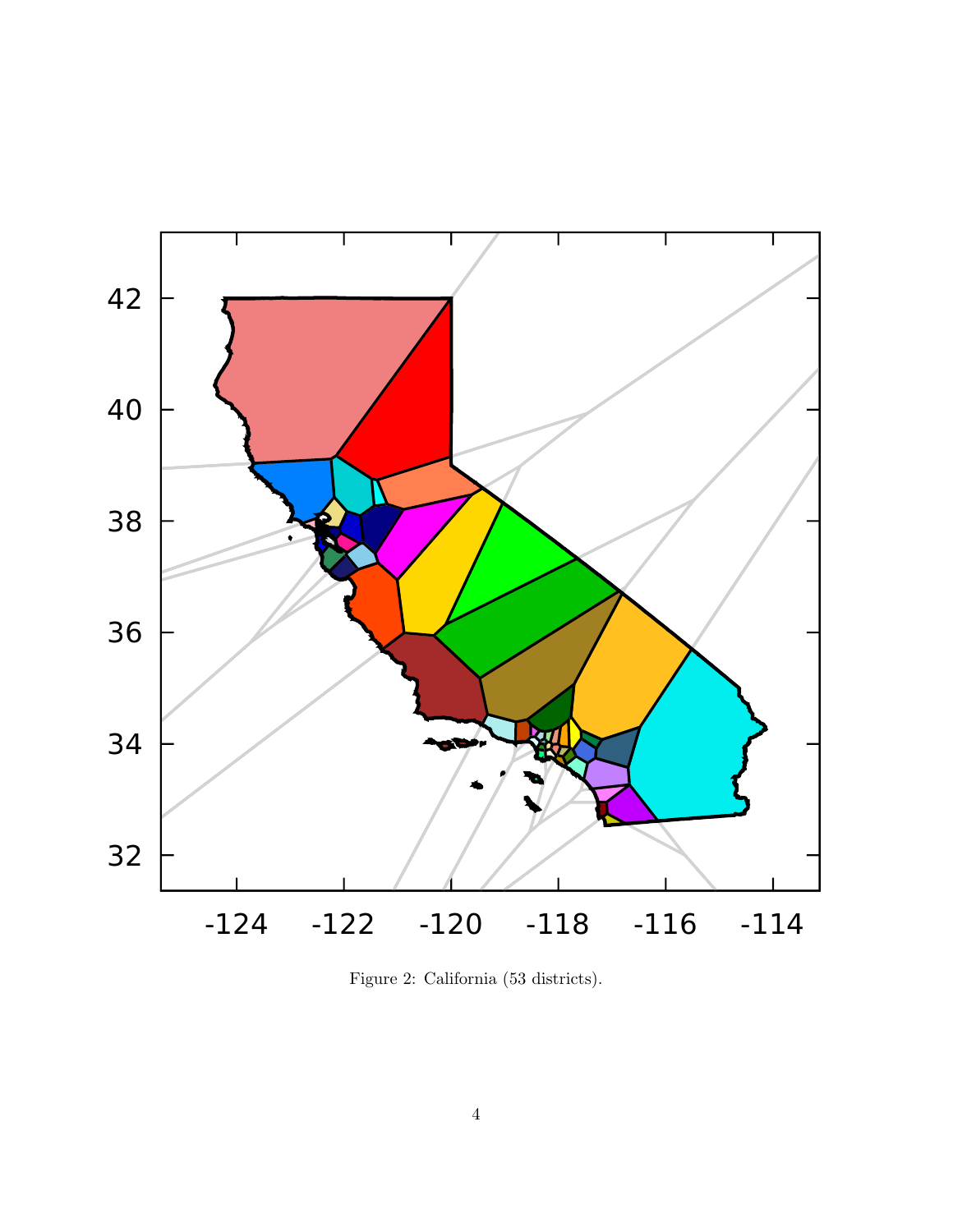Figure 2: California (53 districts).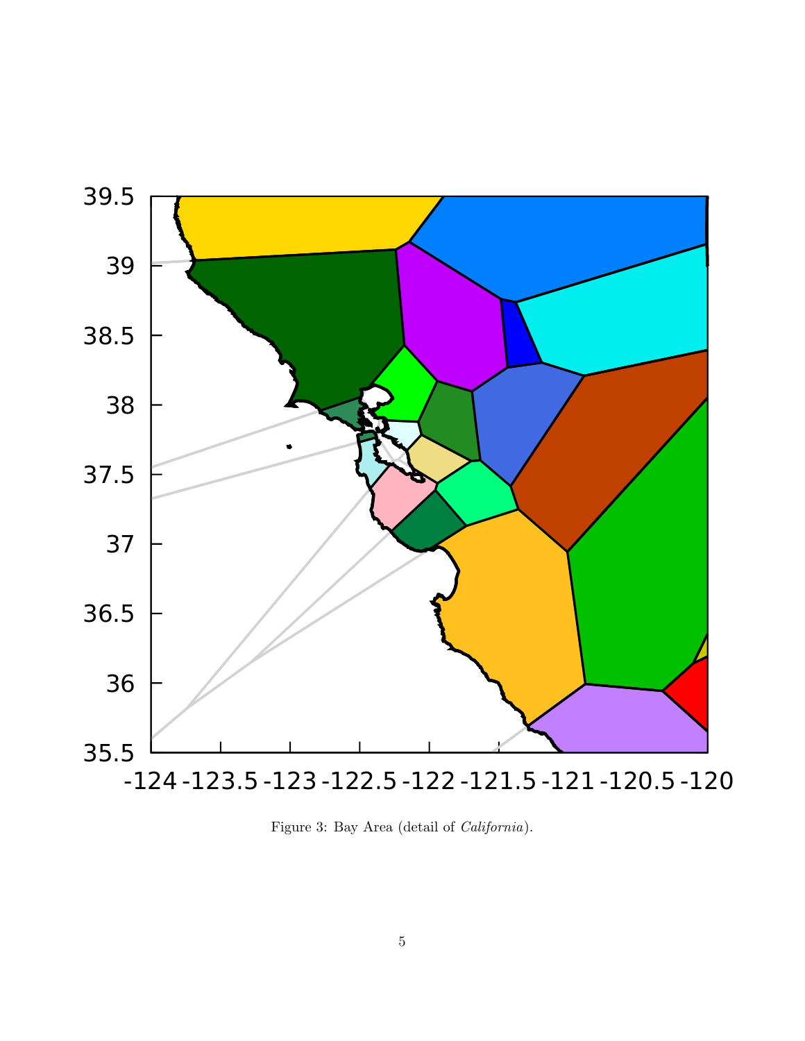Figure 3: Bay Area (detail of *California*).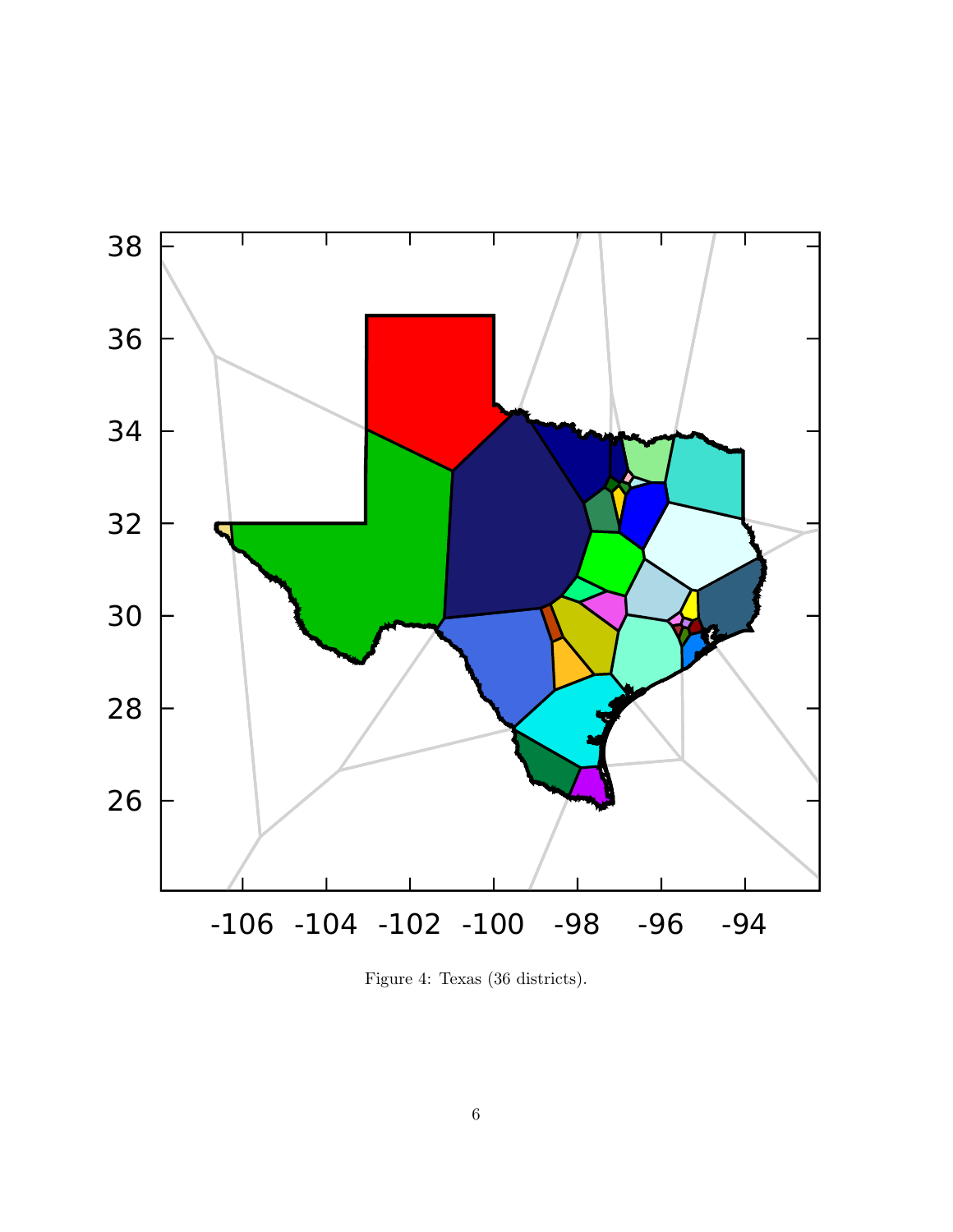Figure 4: Texas (36 districts).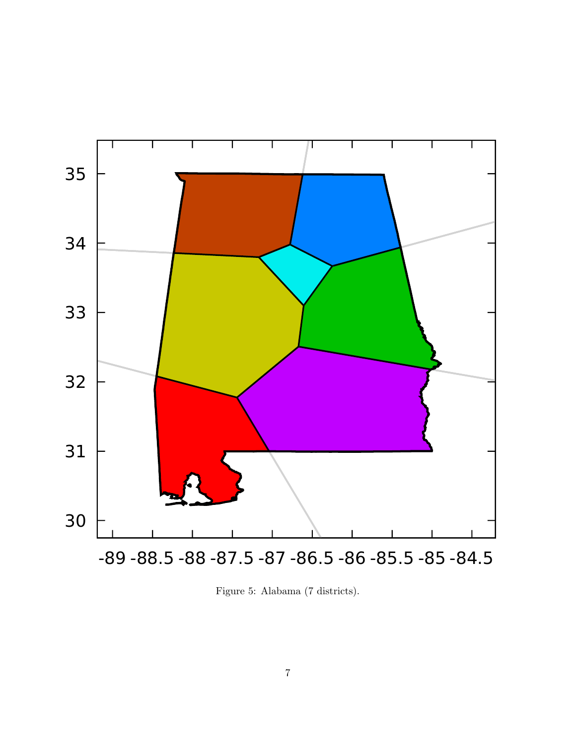Figure 5: Alabama (7 districts).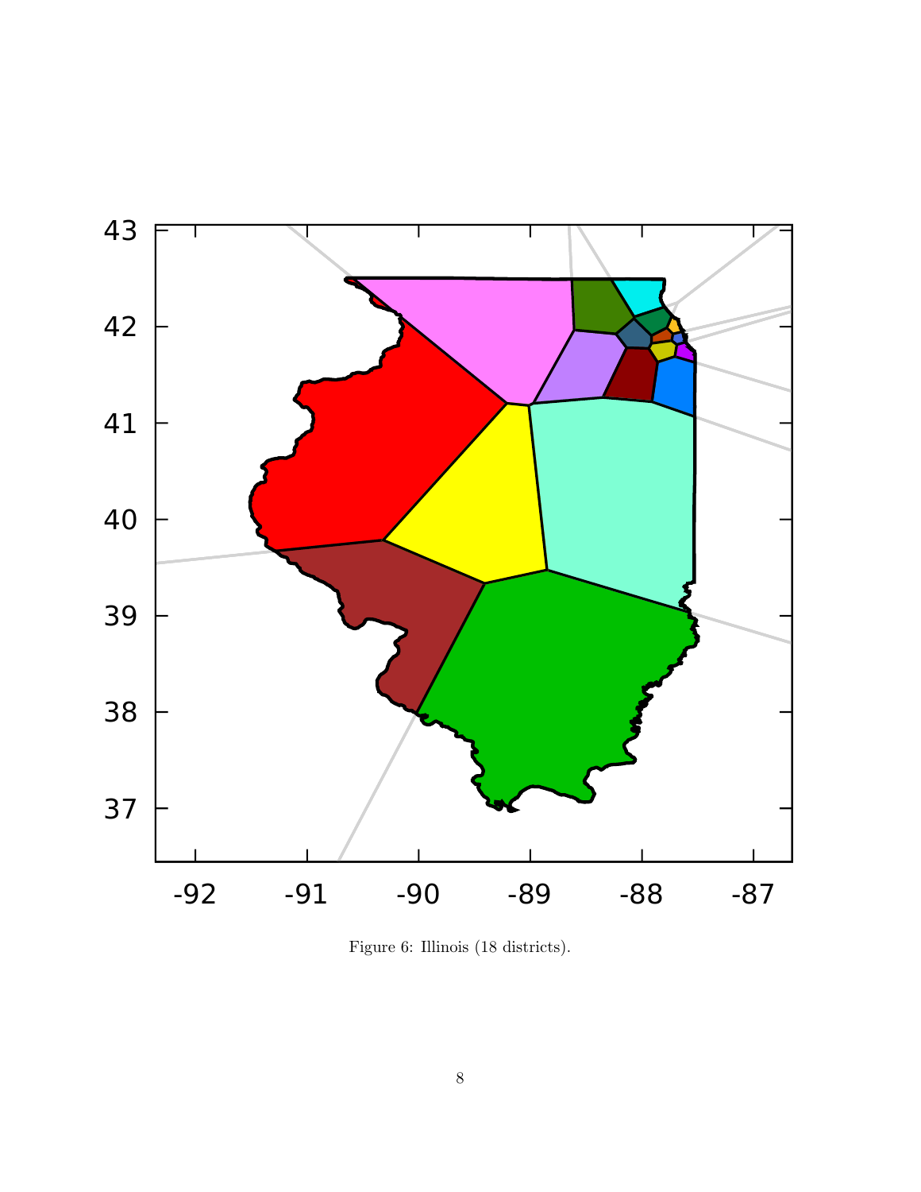Figure 6: Illinois (18 districts).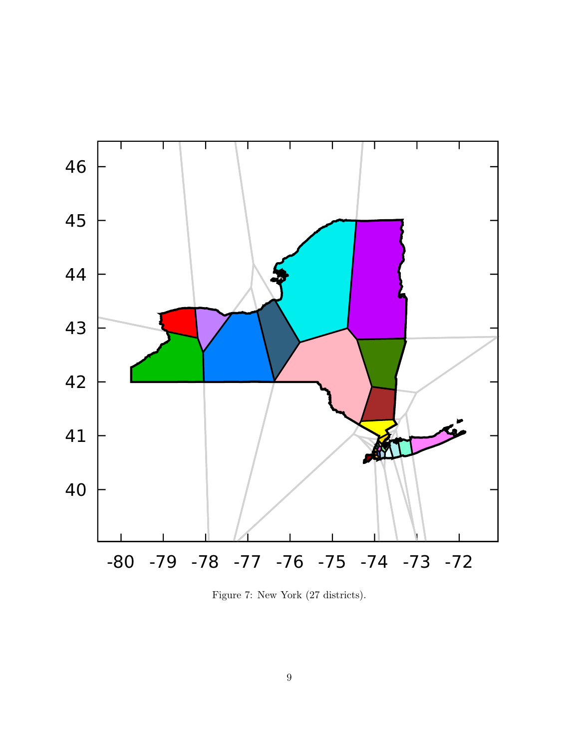Figure 7: New York (27 districts).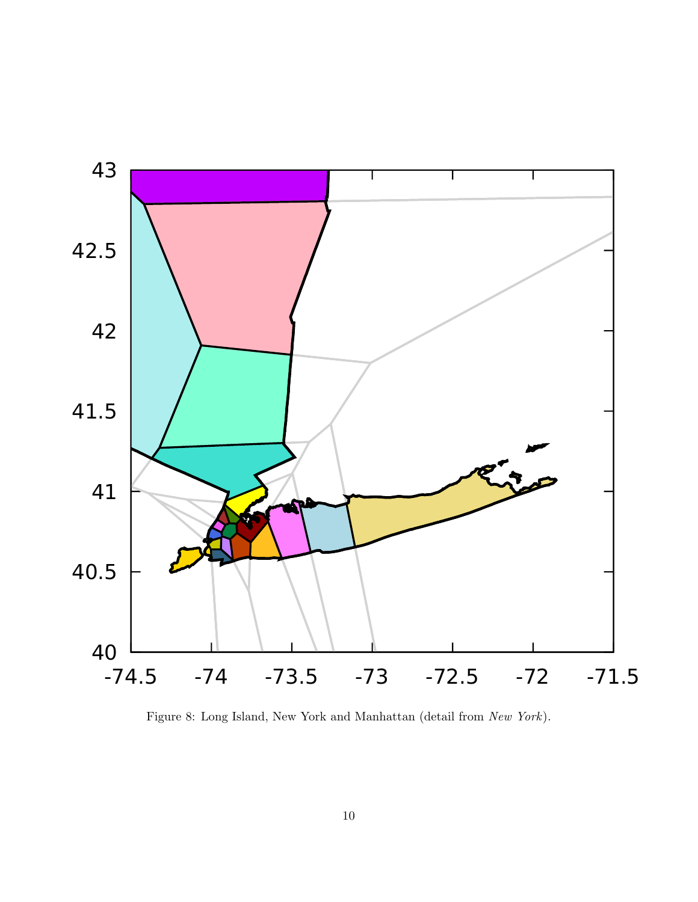Figure 8: Long Island, New York and Manhattan (detail from *New York*).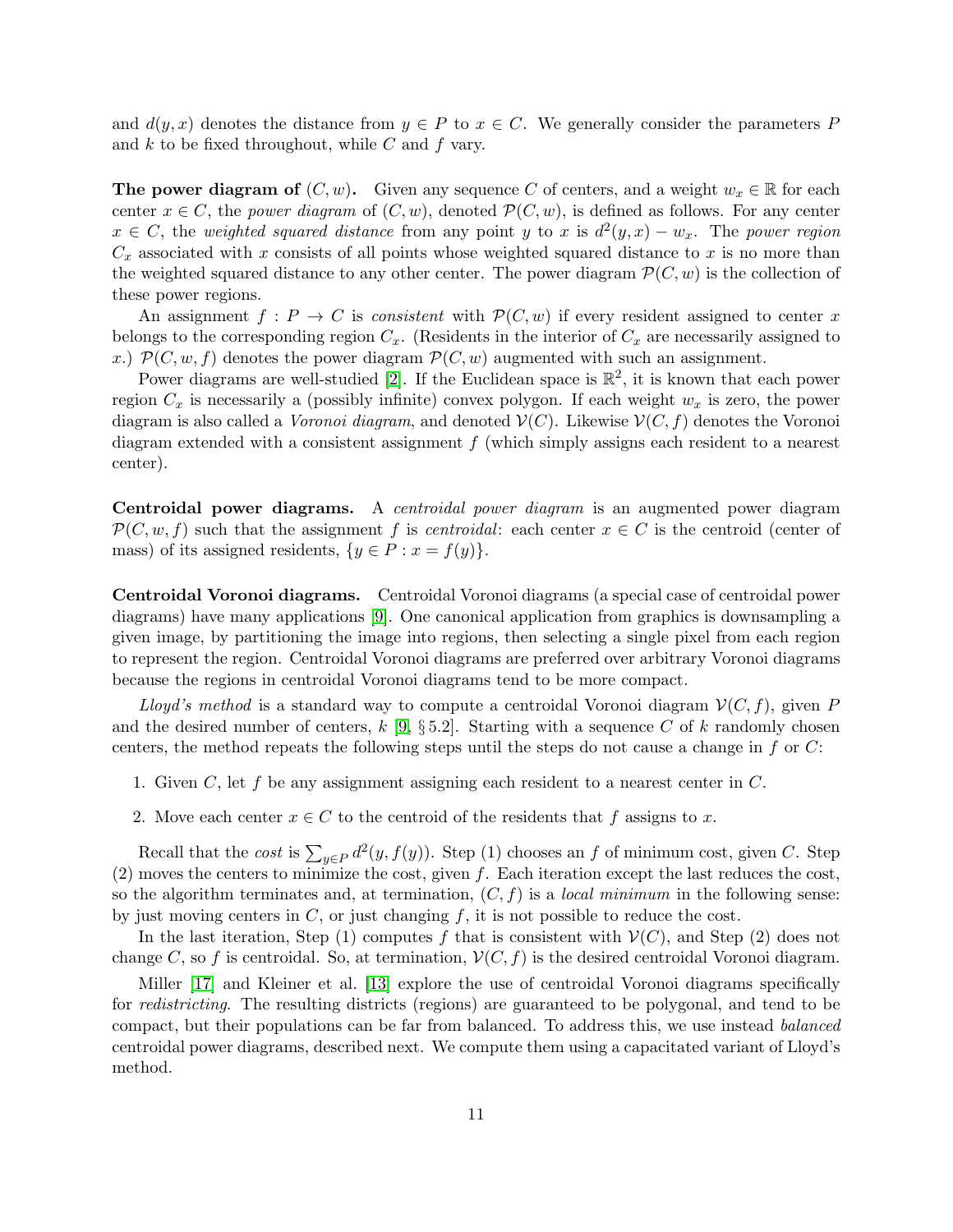and $d(y, x)$ denotes the distance from $y \in P$ to $x \in C$. We generally consider the parameters $P$ and $k$ to be fixed throughout, while $C$ and $f$ vary.

**The power diagram of $(C, w)$.** Given any sequence $C$ of centers, and a weight $w_x \in \mathbb{R}$ for each center $x \in C$, the *power diagram* of $(C, w)$, denoted $\mathcal{P}(C, w)$, is defined as follows. For any center $x \in C$, the *weighted squared distance* from any point $y$ to $x$ is $d^2(y, x) - w_x$. The *power region* $C_x$ associated with $x$ consists of all points whose weighted squared distance to $x$ is no more than the weighted squared distance to any other center. The power diagram $\mathcal{P}(C, w)$ is the collection of these power regions.

An assignment $f : P \to C$ is *consistent* with $\mathcal{P}(C, w)$ if every resident assigned to center $x$ belongs to the corresponding region $C_x$. (Residents in the interior of $C_x$ are necessarily assigned to $x$.) $\mathcal{P}(C, w, f)$ denotes the power diagram $\mathcal{P}(C, w)$ augmented with such an assignment.

Power diagrams are well-studied [2]. If the Euclidean space is $\mathbb{R}^2$, it is known that each power region $C_x$ is necessarily a (possibly infinite) convex polygon. If each weight $w_x$ is zero, the power diagram is also called a *Voronoi diagram*, and denoted $\mathcal{V}(C)$. Likewise $\mathcal{V}(C, f)$ denotes the Voronoi diagram extended with a consistent assignment $f$ (which simply assigns each resident to a nearest center).

**Centroidal power diagrams.** A *centroidal power diagram* is an augmented power diagram $\mathcal{P}(C, w, f)$ such that the assignment $f$ is *centroidal*: each center $x \in C$ is the centroid (center of mass) of its assigned residents, $\{y \in P : x = f(y)\}$.

**Centroidal Voronoi diagrams.** Centroidal Voronoi diagrams (a special case of centroidal power diagrams) have many applications [9]. One canonical application from graphics is downsampling a given image, by partitioning the image into regions, then selecting a single pixel from each region to represent the region. Centroidal Voronoi diagrams are preferred over arbitrary Voronoi diagrams because the regions in centroidal Voronoi diagrams tend to be more compact.

*Lloyd's method* is a standard way to compute a centroidal Voronoi diagram $\mathcal{V}(C, f)$, given $P$ and the desired number of centers, $k$ [9, § 5.2]. Starting with a sequence $C$ of $k$ randomly chosen centers, the method repeats the following steps until the steps do not cause a change in $f$ or $C$:

1. Given $C$, let $f$ be any assignment assigning each resident to a nearest center in $C$.
2. Move each center $x \in C$ to the centroid of the residents that $f$ assigns to $x$.

Recall that the *cost* is $\sum_{y \in P} d^2(y, f(y))$. Step (1) chooses an $f$ of minimum cost, given $C$. Step (2) moves the centers to minimize the cost, given $f$. Each iteration except the last reduces the cost, so the algorithm terminates and, at termination, $(C, f)$ is a *local minimum* in the following sense: by just moving centers in $C$, or just changing $f$, it is not possible to reduce the cost.

In the last iteration, Step (1) computes $f$ that is consistent with $\mathcal{V}(C)$, and Step (2) does not change $C$, so $f$ is centroidal. So, at termination, $\mathcal{V}(C, f)$ is the desired centroidal Voronoi diagram.

Miller [17] and Kleiner et al. [13] explore the use of centroidal Voronoi diagrams specifically for *redistricting*. The resulting districts (regions) are guaranteed to be polygonal, and tend to be compact, but their populations can be far from balanced. To address this, we use instead *balanced* centroidal power diagrams, described next. We compute them using a capacitated variant of Lloyd's method.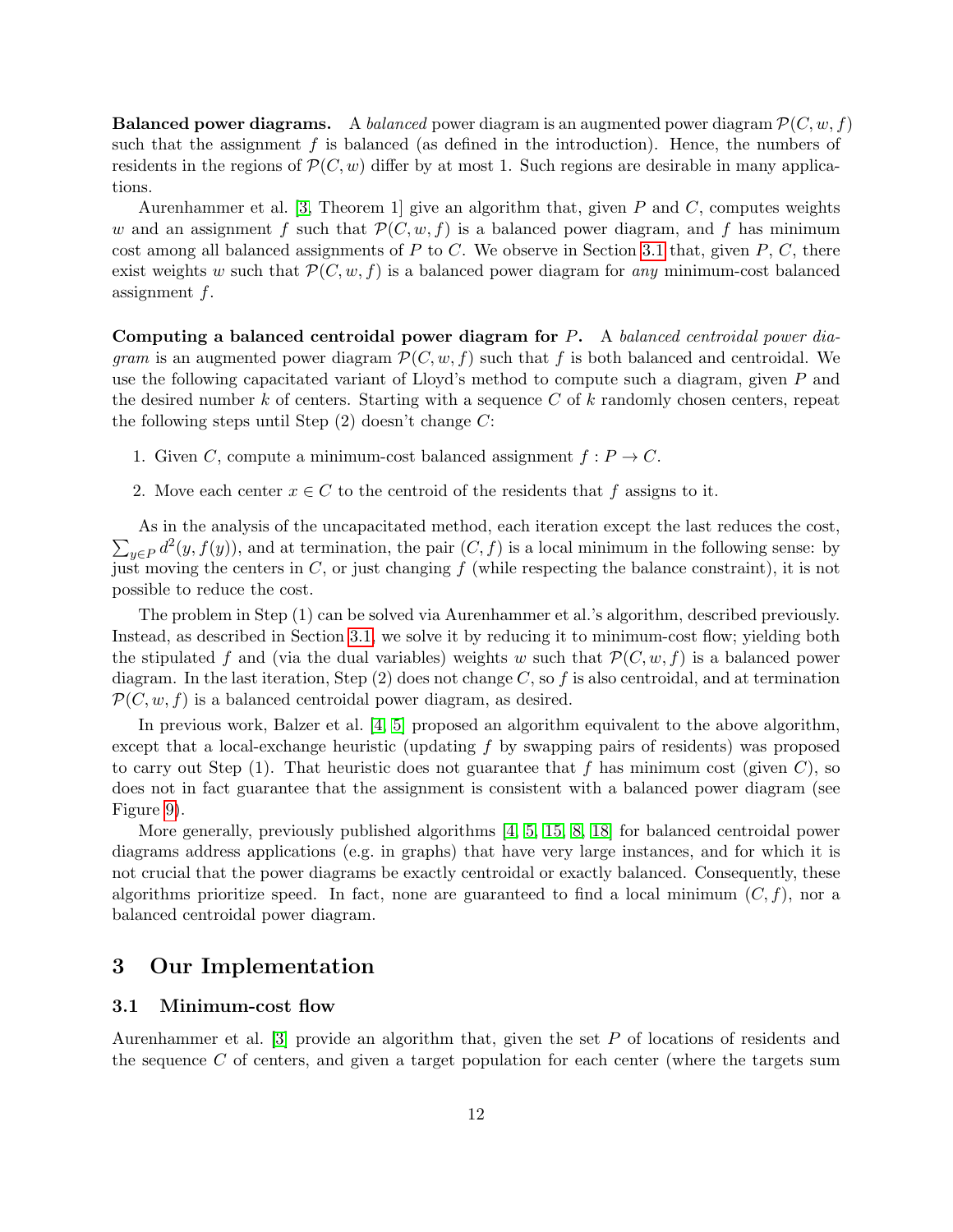**Balanced power diagrams.** A *balanced* power diagram is an augmented power diagram $\mathcal{P}(C, w, f)$ such that the assignment $f$ is balanced (as defined in the introduction). Hence, the numbers of residents in the regions of $\mathcal{P}(C, w)$ differ by at most 1. Such regions are desirable in many applications.

Aurenhammer et al. [3, Theorem 1] give an algorithm that, given $P$ and $C$, computes weights $w$ and an assignment $f$ such that $\mathcal{P}(C, w, f)$ is a balanced power diagram, and $f$ has minimum cost among all balanced assignments of $P$ to $C$. We observe in Section 3.1 that, given $P$, $C$, there exist weights $w$ such that $\mathcal{P}(C, w, f)$ is a balanced power diagram for *any* minimum-cost balanced assignment $f$.

**Computing a balanced centroidal power diagram for $P$.** A *balanced centroidal power diagram* is an augmented power diagram $\mathcal{P}(C, w, f)$ such that $f$ is both balanced and centroidal. We use the following capacitated variant of Lloyd's method to compute such a diagram, given $P$ and the desired number $k$ of centers. Starting with a sequence $C$ of $k$ randomly chosen centers, repeat the following steps until Step (2) doesn't change $C$:

1. Given $C$, compute a minimum-cost balanced assignment $f : P \to C$.
2. Move each center $x \in C$ to the centroid of the residents that $f$ assigns to it.

As in the analysis of the uncapacitated method, each iteration except the last reduces the cost, $\sum_{y \in P} d^2(y, f(y))$, and at termination, the pair $(C, f)$ is a local minimum in the following sense: by just moving the centers in $C$, or just changing $f$ (while respecting the balance constraint), it is not possible to reduce the cost.

The problem in Step (1) can be solved via Aurenhammer et al.'s algorithm, described previously. Instead, as described in Section 3.1, we solve it by reducing it to minimum-cost flow; yielding both the stipulated $f$ and (via the dual variables) weights $w$ such that $\mathcal{P}(C, w, f)$ is a balanced power diagram. In the last iteration, Step (2) does not change $C$, so $f$ is also centroidal, and at termination $\mathcal{P}(C, w, f)$ is a balanced centroidal power diagram, as desired.

In previous work, Balzer et al. [4, 5] proposed an algorithm equivalent to the above algorithm, except that a local-exchange heuristic (updating $f$ by swapping pairs of residents) was proposed to carry out Step (1). That heuristic does not guarantee that $f$ has minimum cost (given $C$), so does not in fact guarantee that the assignment is consistent with a balanced power diagram (see Figure 9).

More generally, previously published algorithms [4, 5, 15, 8, 18] for balanced centroidal power diagrams address applications (e.g. in graphs) that have very large instances, and for which it is not crucial that the power diagrams be exactly centroidal or exactly balanced. Consequently, these algorithms prioritize speed. In fact, none are guaranteed to find a local minimum $(C, f)$, nor a balanced centroidal power diagram.

# 3 Our Implementation

## 3.1 Minimum-cost flow

Aurenhammer et al. [3] provide an algorithm that, given the set $P$ of locations of residents and the sequence $C$ of centers, and given a target population for each center (where the targets sum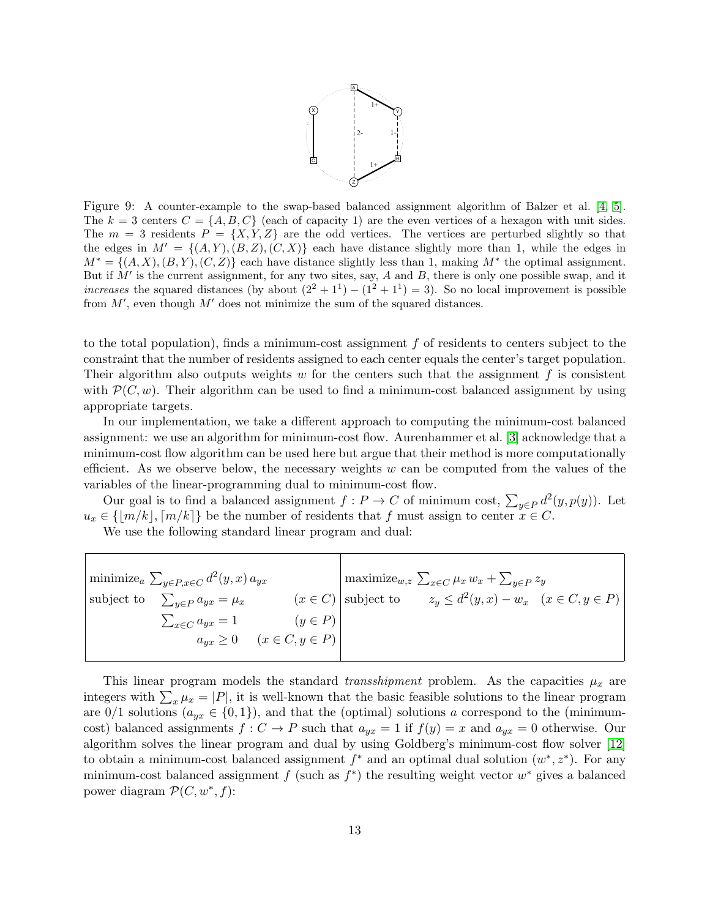Figure 9: A counter-example to the swap-based balanced assignment algorithm of Balzer et al. [4, 5]. The $k = 3$ centers $C = \{A, B, C\}$ (each of capacity 1) are the even vertices of a hexagon with unit sides. The $m = 3$ residents $P = \{X, Y, Z\}$ are the odd vertices. The vertices are perturbed slightly so that the edges in $M' = \{(A, Y), (B, Z), (C, X)\}$ each have distance slightly more than 1, while the edges in $M^* = \{(A, X), (B, Y), (C, Z)\}$ each have distance slightly less than 1, making $M^*$ the optimal assignment. But if $M'$ is the current assignment, for any two sites, say, $A$ and $B$, there is only one possible swap, and it *increases* the squared distances (by about $(2^2 + 1^1) - (1^2 + 1^1) = 3$). So no local improvement is possible from $M'$, even though $M'$ does not minimize the sum of the squared distances.

to the total population), finds a minimum-cost assignment $f$ of residents to centers subject to the constraint that the number of residents assigned to each center equals the center's target population. Their algorithm also outputs weights $w$ for the centers such that the assignment $f$ is consistent with $\mathcal{P}(C, w)$. Their algorithm can be used to find a minimum-cost balanced assignment by using appropriate targets.

In our implementation, we take a different approach to computing the minimum-cost balanced assignment: we use an algorithm for minimum-cost flow. Aurenhammer et al. [3] acknowledge that a minimum-cost flow algorithm can be used here but argue that their method is more computationally efficient. As we observe below, the necessary weights $w$ can be computed from the values of the variables of the linear-programming dual to minimum-cost flow.

Our goal is to find a balanced assignment $f : P \to C$ of minimum cost, $\sum_{y \in P} d^2(y, p(y))$. Let $u_x \in \{\lfloor m/k \rfloor, \lceil m/k \rceil\}$ be the number of residents that $f$ must assign to center $x \in C$.

We use the following standard linear program and dual:

| Primal | Dual |
|---|---|
| $\text{minimize}_a \ \sum_{y \in P, x \in C} d^2(y, x)\, a_{yx}$ | $\text{maximize}_{w,z} \ \sum_{x \in C} \mu_x\, w_x + \sum_{y \in P} z_y$ |
| subject to $\ \sum_{y \in P} a_{yx} = \mu_x \quad (x \in C)$ | subject to $\quad z_y \le d^2(y, x) - w_x \quad (x \in C, y \in P)$ |
| $\sum_{x \in C} a_{yx} = 1 \quad (y \in P)$ | |
| $a_{yx} \ge 0 \quad (x \in C, y \in P)$ | |

This linear program models the standard *transshipment* problem. As the capacities $\mu_x$ are integers with $\sum_x \mu_x = |P|$, it is well-known that the basic feasible solutions to the linear program are 0/1 solutions ($a_{yx} \in \{0, 1\}$), and that the (optimal) solutions $a$ correspond to the (minimum-cost) balanced assignments $f : C \to P$ such that $a_{yx} = 1$ if $f(y) = x$ and $a_{yx} = 0$ otherwise. Our algorithm solves the linear program and dual by using Goldberg's minimum-cost flow solver [12] to obtain a minimum-cost balanced assignment $f^*$ and an optimal dual solution $(w^*, z^*)$. For any minimum-cost balanced assignment $f$ (such as $f^*$) the resulting weight vector $w^*$ gives a balanced power diagram $\mathcal{P}(C, w^*, f)$: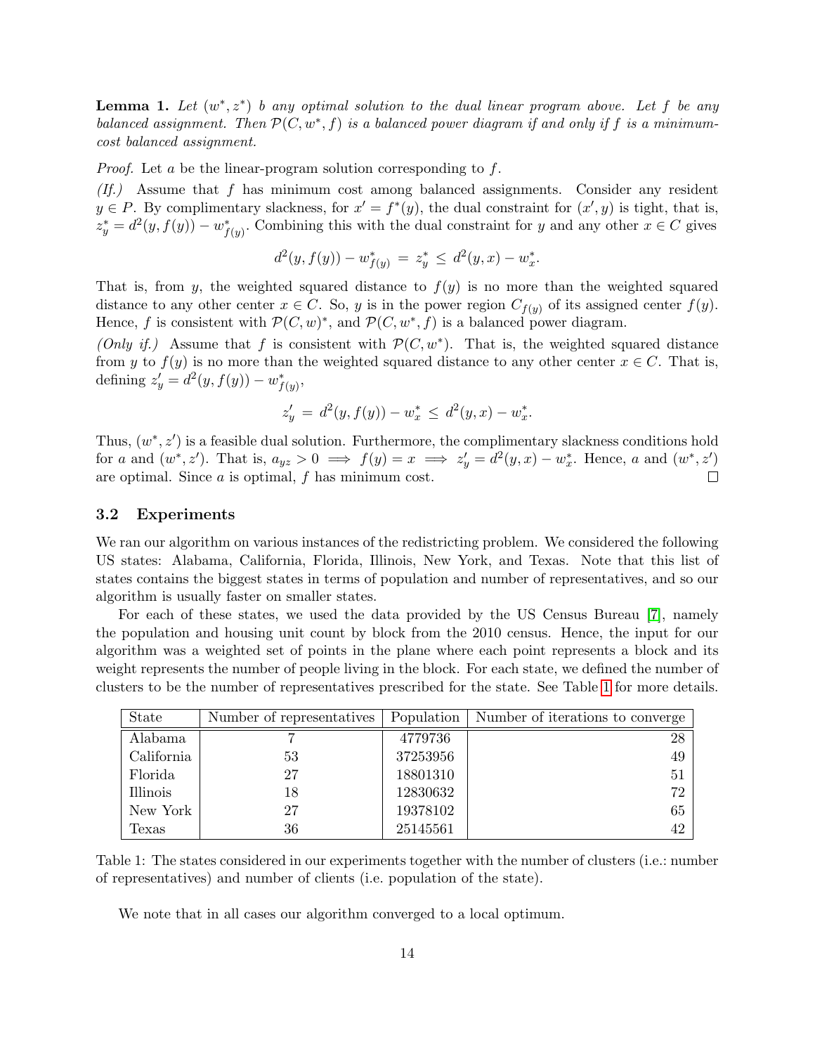**Lemma 1.** *Let $(w^*, z^*)$ b any optimal solution to the dual linear program above. Let $f$ be any balanced assignment. Then $\mathcal{P}(C, w^*, f)$ is a balanced power diagram if and only if $f$ is a minimum-cost balanced assignment.*

*Proof.* Let $a$ be the linear-program solution corresponding to $f$.

*(If.)* Assume that $f$ has minimum cost among balanced assignments. Consider any resident $y \in P$. By complimentary slackness, for $x' = f^*(y)$, the dual constraint for $(x', y)$ is tight, that is, $z^*_y = d^2(y, f(y)) - w^*_{f(y)}$. Combining this with the dual constraint for $y$ and any other $x \in C$ gives

$$d^2(y, f(y)) - w^*_{f(y)} \;=\; z^*_y \;\leq\; d^2(y, x) - w^*_x.$$

That is, from $y$, the weighted squared distance to $f(y)$ is no more than the weighted squared distance to any other center $x \in C$. So, $y$ is in the power region $C_{f(y)}$ of its assigned center $f(y)$. Hence, $f$ is consistent with $\mathcal{P}(C, w)^*$, and $\mathcal{P}(C, w^*, f)$ is a balanced power diagram.

*(Only if.)* Assume that $f$ is consistent with $\mathcal{P}(C, w^*)$. That is, the weighted squared distance from $y$ to $f(y)$ is no more than the weighted squared distance to any other center $x \in C$. That is, defining $z'_y = d^2(y, f(y)) - w^*_{f(y)}$,

$$z'_y \;=\; d^2(y, f(y)) - w^*_x \;\leq\; d^2(y, x) - w^*_x.$$

Thus, $(w^*, z')$ is a feasible dual solution. Furthermore, the complimentary slackness conditions hold for $a$ and $(w^*, z')$. That is, $a_{yz} > 0 \implies f(y) = x \implies z'_y = d^2(y, x) - w^*_x$. Hence, $a$ and $(w^*, z')$ are optimal. Since $a$ is optimal, $f$ has minimum cost. ∎

### 3.2 Experiments

We ran our algorithm on various instances of the redistricting problem. We considered the following US states: Alabama, California, Florida, Illinois, New York, and Texas. Note that this list of states contains the biggest states in terms of population and number of representatives, and so our algorithm is usually faster on smaller states.

For each of these states, we used the data provided by the US Census Bureau [7], namely the population and housing unit count by block from the 2010 census. Hence, the input for our algorithm was a weighted set of points in the plane where each point represents a block and its weight represents the number of people living in the block. For each state, we defined the number of clusters to be the number of representatives prescribed for the state. See Table 1 for more details.

| State | Number of representatives | Population | Number of iterations to converge |
|---|---|---|---|
| Alabama | 7 | 4779736 | 28 |
| California | 53 | 37253956 | 49 |
| Florida | 27 | 18801310 | 51 |
| Illinois | 18 | 12830632 | 72 |
| New York | 27 | 19378102 | 65 |
| Texas | 36 | 25145561 | 42 |

Table 1: The states considered in our experiments together with the number of clusters (i.e.: number of representatives) and number of clients (i.e. population of the state).

We note that in all cases our algorithm converged to a local optimum.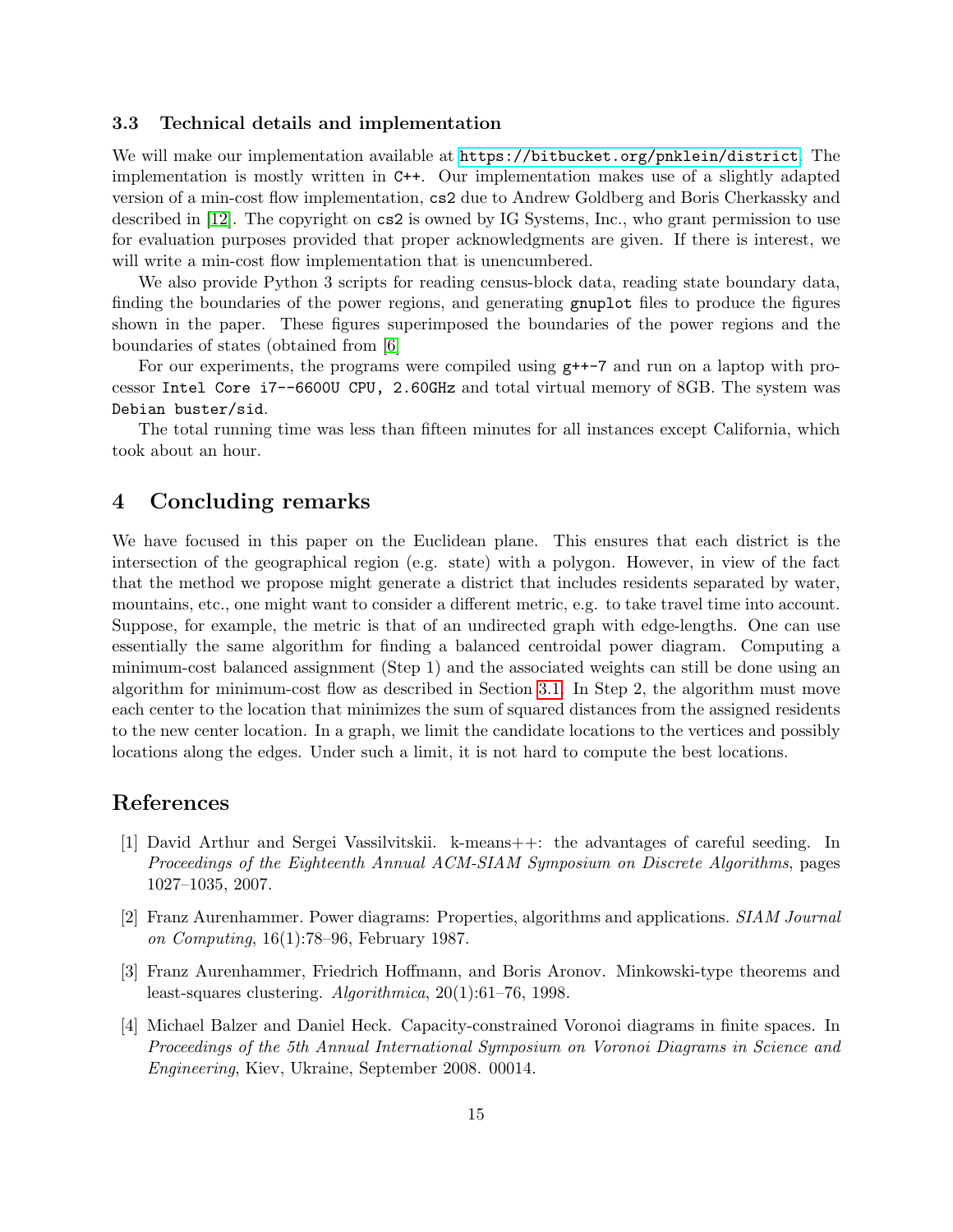### 3.3 Technical details and implementation

We will make our implementation available at https://bitbucket.org/pnklein/district. The implementation is mostly written in C++. Our implementation makes use of a slightly adapted version of a min-cost flow implementation, cs2 due to Andrew Goldberg and Boris Cherkassky and described in [12]. The copyright on cs2 is owned by IG Systems, Inc., who grant permission to use for evaluation purposes provided that proper acknowledgments are given. If there is interest, we will write a min-cost flow implementation that is unencumbered.

We also provide Python 3 scripts for reading census-block data, reading state boundary data, finding the boundaries of the power regions, and generating gnuplot files to produce the figures shown in the paper. These figures superimposed the boundaries of the power regions and the boundaries of states (obtained from [6]

For our experiments, the programs were compiled using g++-7 and run on a laptop with processor Intel Core i7--6600U CPU, 2.60GHz and total virtual memory of 8GB. The system was Debian buster/sid.

The total running time was less than fifteen minutes for all instances except California, which took about an hour.

## 4 Concluding remarks

We have focused in this paper on the Euclidean plane. This ensures that each district is the intersection of the geographical region (e.g. state) with a polygon. However, in view of the fact that the method we propose might generate a district that includes residents separated by water, mountains, etc., one might want to consider a different metric, e.g. to take travel time into account. Suppose, for example, the metric is that of an undirected graph with edge-lengths. One can use essentially the same algorithm for finding a balanced centroidal power diagram. Computing a minimum-cost balanced assignment (Step 1) and the associated weights can still be done using an algorithm for minimum-cost flow as described in Section 3.1. In Step 2, the algorithm must move each center to the location that minimizes the sum of squared distances from the assigned residents to the new center location. In a graph, we limit the candidate locations to the vertices and possibly locations along the edges. Under such a limit, it is not hard to compute the best locations.

## References

[1] David Arthur and Sergei Vassilvitskii. k-means++: the advantages of careful seeding. In *Proceedings of the Eighteenth Annual ACM-SIAM Symposium on Discrete Algorithms*, pages 1027–1035, 2007.

[2] Franz Aurenhammer. Power diagrams: Properties, algorithms and applications. *SIAM Journal on Computing*, 16(1):78–96, February 1987.

[3] Franz Aurenhammer, Friedrich Hoffmann, and Boris Aronov. Minkowski-type theorems and least-squares clustering. *Algorithmica*, 20(1):61–76, 1998.

[4] Michael Balzer and Daniel Heck. Capacity-constrained Voronoi diagrams in finite spaces. In *Proceedings of the 5th Annual International Symposium on Voronoi Diagrams in Science and Engineering*, Kiev, Ukraine, September 2008. 00014.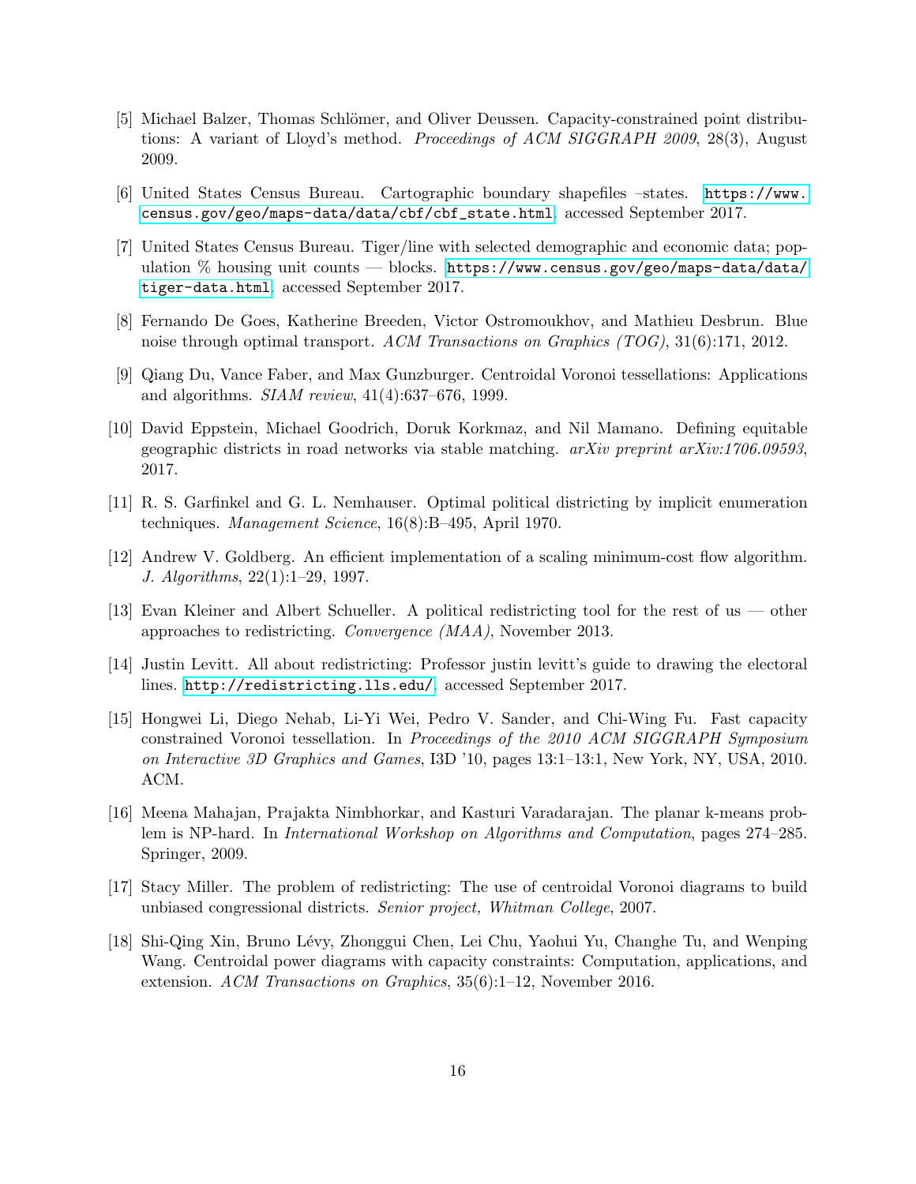[5] Michael Balzer, Thomas Schlömer, and Oliver Deussen. Capacity-constrained point distributions: A variant of Lloyd's method. *Proceedings of ACM SIGGRAPH 2009*, 28(3), August 2009.

[6] United States Census Bureau. Cartographic boundary shapefiles –states. `https://www.census.gov/geo/maps-data/data/cbf/cbf_state.html`. accessed September 2017.

[7] United States Census Bureau. Tiger/line with selected demographic and economic data; population % housing unit counts — blocks. `https://www.census.gov/geo/maps-data/data/tiger-data.html`. accessed September 2017.

[8] Fernando De Goes, Katherine Breeden, Victor Ostromoukhov, and Mathieu Desbrun. Blue noise through optimal transport. *ACM Transactions on Graphics (TOG)*, 31(6):171, 2012.

[9] Qiang Du, Vance Faber, and Max Gunzburger. Centroidal Voronoi tessellations: Applications and algorithms. *SIAM review*, 41(4):637–676, 1999.

[10] David Eppstein, Michael Goodrich, Doruk Korkmaz, and Nil Mamano. Defining equitable geographic districts in road networks via stable matching. *arXiv preprint arXiv:1706.09593*, 2017.

[11] R. S. Garfinkel and G. L. Nemhauser. Optimal political districting by implicit enumeration techniques. *Management Science*, 16(8):B–495, April 1970.

[12] Andrew V. Goldberg. An efficient implementation of a scaling minimum-cost flow algorithm. *J. Algorithms*, 22(1):1–29, 1997.

[13] Evan Kleiner and Albert Schueller. A political redistricting tool for the rest of us — other approaches to redistricting. *Convergence (MAA)*, November 2013.

[14] Justin Levitt. All about redistricting: Professor justin levitt's guide to drawing the electoral lines. `http://redistricting.lls.edu/`. accessed September 2017.

[15] Hongwei Li, Diego Nehab, Li-Yi Wei, Pedro V. Sander, and Chi-Wing Fu. Fast capacity constrained Voronoi tessellation. In *Proceedings of the 2010 ACM SIGGRAPH Symposium on Interactive 3D Graphics and Games*, I3D '10, pages 13:1–13:1, New York, NY, USA, 2010. ACM.

[16] Meena Mahajan, Prajakta Nimbhorkar, and Kasturi Varadarajan. The planar k-means problem is NP-hard. In *International Workshop on Algorithms and Computation*, pages 274–285. Springer, 2009.

[17] Stacy Miller. The problem of redistricting: The use of centroidal Voronoi diagrams to build unbiased congressional districts. *Senior project, Whitman College*, 2007.

[18] Shi-Qing Xin, Bruno Lévy, Zhonggui Chen, Lei Chu, Yaohui Yu, Changhe Tu, and Wenping Wang. Centroidal power diagrams with capacity constraints: Computation, applications, and extension. *ACM Transactions on Graphics*, 35(6):1–12, November 2016.